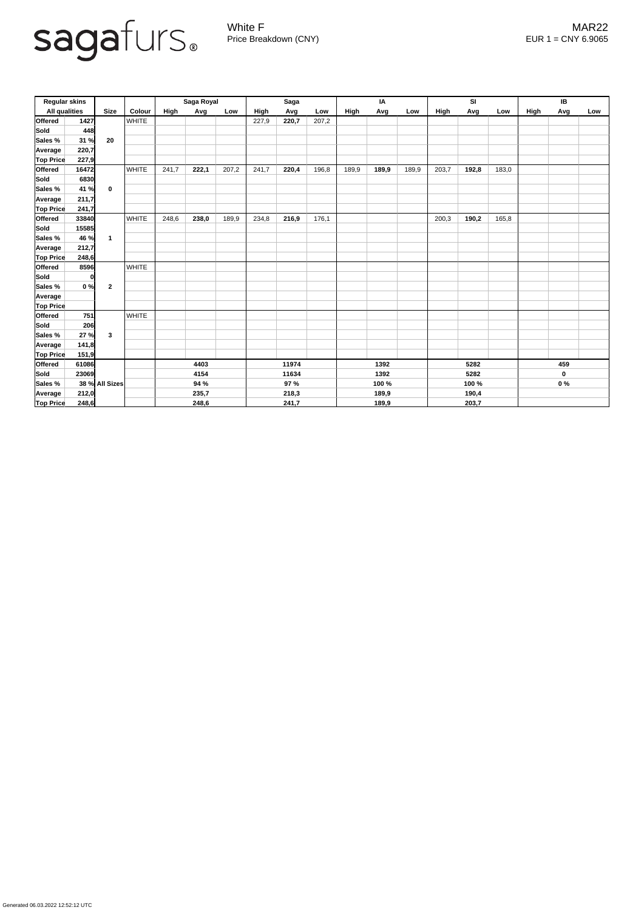sagafurs®

White F
Price Breakdown (CNY)

MAR22
EUR 1 = CNY 6.9065

| Regular skins | | | | Saga Royal | | | Saga | | | IA | | | SI | | | IB | | |
|---|---|---|---|---|---|---|---|---|---|---|---|---|---|---|---|---|---|---|
| All qualities | | Size | Colour | High | Avg | Low | High | Avg | Low | High | Avg | Low | High | Avg | Low | High | Avg | Low |
| Offered | 1427 | 20 | WHITE | | | | 227,9 | **220,7** | 207,2 | | | | | | | | | |
| Sold | 448 | | | | | | | | | | | | | | | | | |
| Sales % | 31 % | | | | | | | | | | | | | | | | | |
| Average | 220,7 | | | | | | | | | | | | | | | | | |
| Top Price | 227,9 | | | | | | | | | | | | | | | | | |
| Offered | 16472 | 0 | WHITE | 241,7 | **222,1** | 207,2 | 241,7 | **220,4** | 196,8 | 189,9 | **189,9** | 189,9 | 203,7 | **192,8** | 183,0 | | | |
| Sold | 6830 | | | | | | | | | | | | | | | | | |
| Sales % | 41 % | | | | | | | | | | | | | | | | | |
| Average | 211,7 | | | | | | | | | | | | | | | | | |
| Top Price | 241,7 | | | | | | | | | | | | | | | | | |
| Offered | 33840 | 1 | WHITE | 248,6 | **238,0** | 189,9 | 234,8 | **216,9** | 176,1 | | | | 200,3 | **190,2** | 165,8 | | | |
| Sold | 15585 | | | | | | | | | | | | | | | | | |
| Sales % | 46 % | | | | | | | | | | | | | | | | | |
| Average | 212,7 | | | | | | | | | | | | | | | | | |
| Top Price | 248,6 | | | | | | | | | | | | | | | | | |
| Offered | 8596 | 2 | WHITE | | | | | | | | | | | | | | | |
| Sold | 0 | | | | | | | | | | | | | | | | | |
| Sales % | 0 % | | | | | | | | | | | | | | | | | |
| Average | | | | | | | | | | | | | | | | | | |
| Top Price | | | | | | | | | | | | | | | | | | |
| Offered | 751 | 3 | WHITE | | | | | | | | | | | | | | | |
| Sold | 206 | | | | | | | | | | | | | | | | | |
| Sales % | 27 % | | | | | | | | | | | | | | | | | |
| Average | 141,8 | | | | | | | | | | | | | | | | | |
| Top Price | 151,9 | | | | | | | | | | | | | | | | | |
| Offered | 61086 | All Sizes | | | 4403 | | | 11974 | | | 1392 | | | 5282 | | | 459 | |
| Sold | 23069 | | | | 4154 | | | 11634 | | | 1392 | | | 5282 | | | 0 | |
| Sales % | 38 % | | | | 94 % | | | 97 % | | | 100 % | | | 100 % | | | 0 % | |
| Average | 212,0 | | | | 235,7 | | | 218,3 | | | 189,9 | | | 190,4 | | | | |
| Top Price | 248,6 | | | | 248,6 | | | 241,7 | | | 189,9 | | | 203,7 | | | | |

Generated 06.03.2022 12:52:12 UTC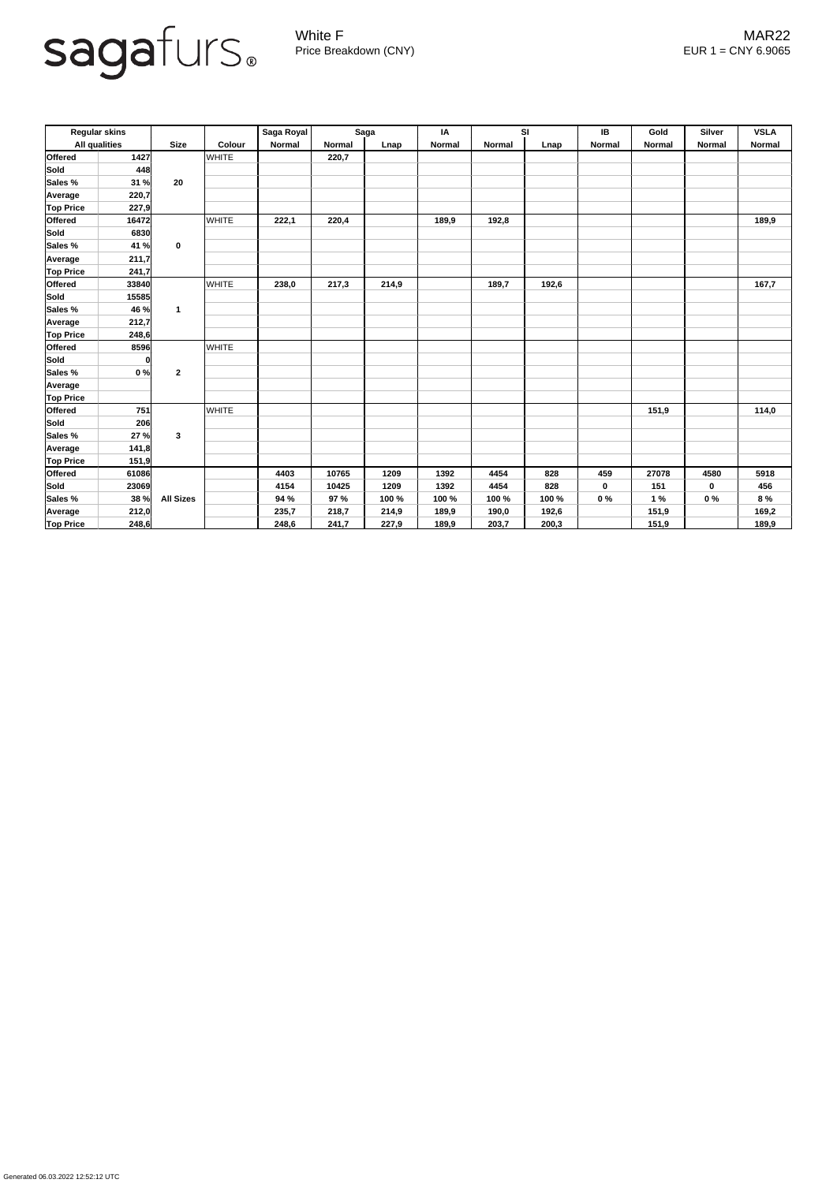sagafurs®

White F
Price Breakdown (CNY)

MAR22
EUR 1 = CNY 6.9065

| Regular skins | | Size | Colour | Saga Royal | Saga | | IA | SI | | IB | Gold | Silver | VSLA |
|---|---|---|---|---|---|---|---|---|---|---|---|---|---|
| All qualities | | | | Normal | Normal | Lnap | Normal | Normal | Lnap | Normal | Normal | Normal | Normal |
| Offered | 1427 | 20 | WHITE | | 220,7 | | | | | | | | |
| Sold | 448 | | | | | | | | | | | | |
| Sales % | 31 % | | | | | | | | | | | | |
| Average | 220,7 | | | | | | | | | | | | |
| Top Price | 227,9 | | | | | | | | | | | | |
| Offered | 16472 | 0 | WHITE | 222,1 | 220,4 | | 189,9 | 192,8 | | | | | 189,9 |
| Sold | 6830 | | | | | | | | | | | | |
| Sales % | 41 % | | | | | | | | | | | | |
| Average | 211,7 | | | | | | | | | | | | |
| Top Price | 241,7 | | | | | | | | | | | | |
| Offered | 33840 | 1 | WHITE | 238,0 | 217,3 | 214,9 | | 189,7 | 192,6 | | | | 167,7 |
| Sold | 15585 | | | | | | | | | | | | |
| Sales % | 46 % | | | | | | | | | | | | |
| Average | 212,7 | | | | | | | | | | | | |
| Top Price | 248,6 | | | | | | | | | | | | |
| Offered | 8596 | 2 | WHITE | | | | | | | | | | |
| Sold | 0 | | | | | | | | | | | | |
| Sales % | 0 % | | | | | | | | | | | | |
| Average | | | | | | | | | | | | | |
| Top Price | | | | | | | | | | | | | |
| Offered | 751 | 3 | WHITE | | | | | | | | 151,9 | | 114,0 |
| Sold | 206 | | | | | | | | | | | | |
| Sales % | 27 % | | | | | | | | | | | | |
| Average | 141,8 | | | | | | | | | | | | |
| Top Price | 151,9 | | | | | | | | | | | | |
| Offered | 61086 | All Sizes | | 4403 | 10765 | 1209 | 1392 | 4454 | 828 | 459 | 27078 | 4580 | 5918 |
| Sold | 23069 | | | 4154 | 10425 | 1209 | 1392 | 4454 | 828 | 0 | 151 | 0 | 456 |
| Sales % | 38 % | | | 94 % | 97 % | 100 % | 100 % | 100 % | 100 % | 0 % | 1 % | 0 % | 8 % |
| Average | 212,0 | | | 235,7 | 218,7 | 214,9 | 189,9 | 190,0 | 192,6 | | 151,9 | | 169,2 |
| Top Price | 248,6 | | | 248,6 | 241,7 | 227,9 | 189,9 | 203,7 | 200,3 | | 151,9 | | 189,9 |

Generated 06.03.2022 12:52:12 UTC